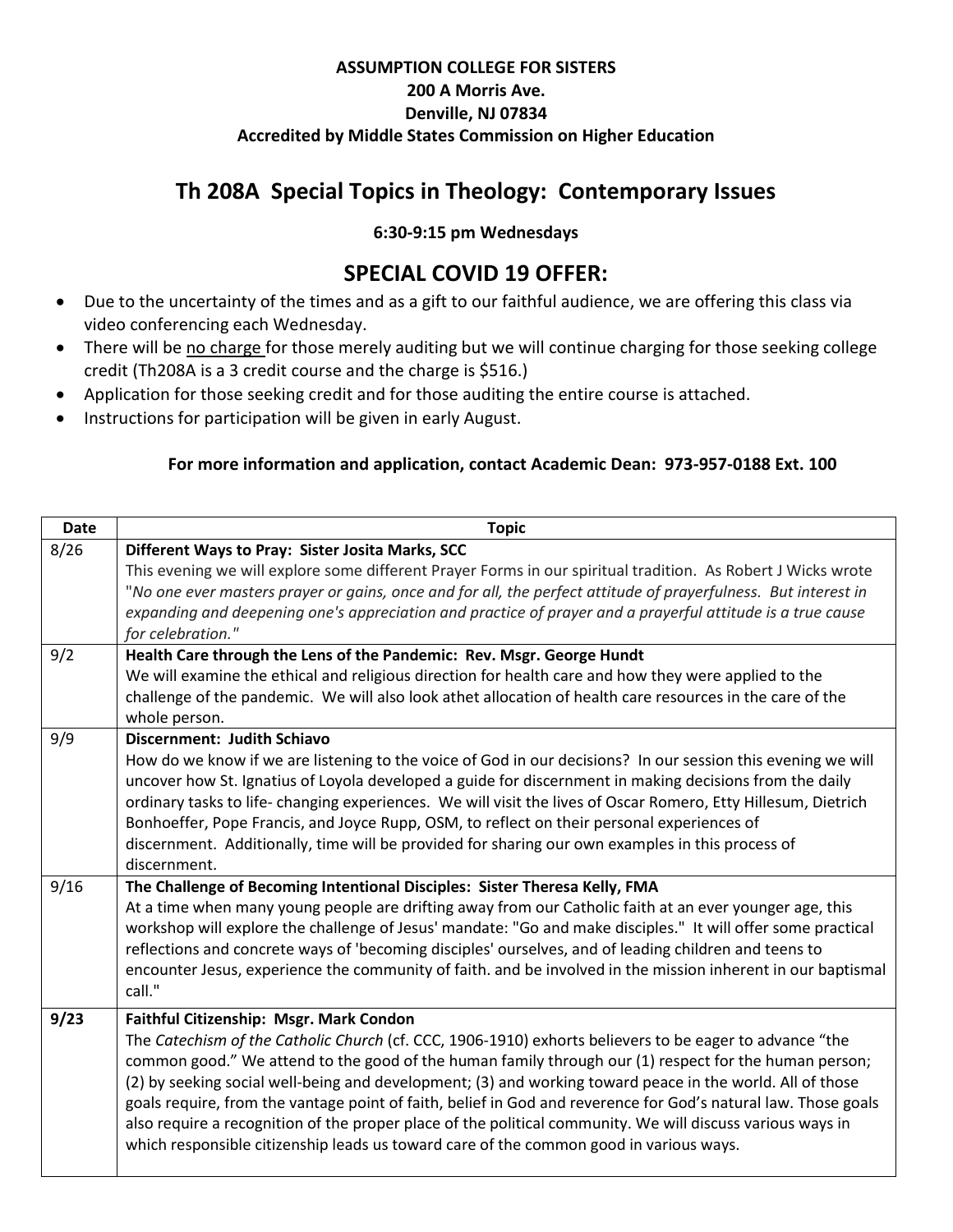**ASSUMPTION COLLEGE FOR SISTERS**
**200 A Morris Ave.**
**Denville, NJ 07834**
**Accredited by Middle States Commission on Higher Education**

# Th 208A Special Topics in Theology: Contemporary Issues

**6:30-9:15 pm Wednesdays**

## SPECIAL COVID 19 OFFER:

- Due to the uncertainty of the times and as a gift to our faithful audience, we are offering this class via video conferencing each Wednesday.
- There will be no charge for those merely auditing but we will continue charging for those seeking college credit (Th208A is a 3 credit course and the charge is $516.)
- Application for those seeking credit and for those auditing the entire course is attached.
- Instructions for participation will be given in early August.

**For more information and application, contact Academic Dean: 973-957-0188 Ext. 100**

| Date | Topic |
|---|---|
| 8/26 | **Different Ways to Pray: Sister Josita Marks, SCC** This evening we will explore some different Prayer Forms in our spiritual tradition. As Robert J Wicks wrote "*No one ever masters prayer or gains, once and for all, the perfect attitude of prayerfulness. But interest in expanding and deepening one's appreciation and practice of prayer and a prayerful attitude is a true cause for celebration.*" |
| 9/2 | **Health Care through the Lens of the Pandemic: Rev. Msgr. George Hundt** We will examine the ethical and religious direction for health care and how they were applied to the challenge of the pandemic. We will also look athet allocation of health care resources in the care of the whole person. |
| 9/9 | **Discernment: Judith Schiavo** How do we know if we are listening to the voice of God in our decisions? In our session this evening we will uncover how St. Ignatius of Loyola developed a guide for discernment in making decisions from the daily ordinary tasks to life- changing experiences. We will visit the lives of Oscar Romero, Etty Hillesum, Dietrich Bonhoeffer, Pope Francis, and Joyce Rupp, OSM, to reflect on their personal experiences of discernment. Additionally, time will be provided for sharing our own examples in this process of discernment. |
| 9/16 | **The Challenge of Becoming Intentional Disciples: Sister Theresa Kelly, FMA** At a time when many young people are drifting away from our Catholic faith at an ever younger age, this workshop will explore the challenge of Jesus' mandate: "Go and make disciples." It will offer some practical reflections and concrete ways of 'becoming disciples' ourselves, and of leading children and teens to encounter Jesus, experience the community of faith. and be involved in the mission inherent in our baptismal call." |
| **9/23** | **Faithful Citizenship: Msgr. Mark Condon** The *Catechism of the Catholic Church* (cf. CCC, 1906-1910) exhorts believers to be eager to advance "the common good." We attend to the good of the human family through our (1) respect for the human person; (2) by seeking social well-being and development; (3) and working toward peace in the world. All of those goals require, from the vantage point of faith, belief in God and reverence for God's natural law. Those goals also require a recognition of the proper place of the political community. We will discuss various ways in which responsible citizenship leads us toward care of the common good in various ways. |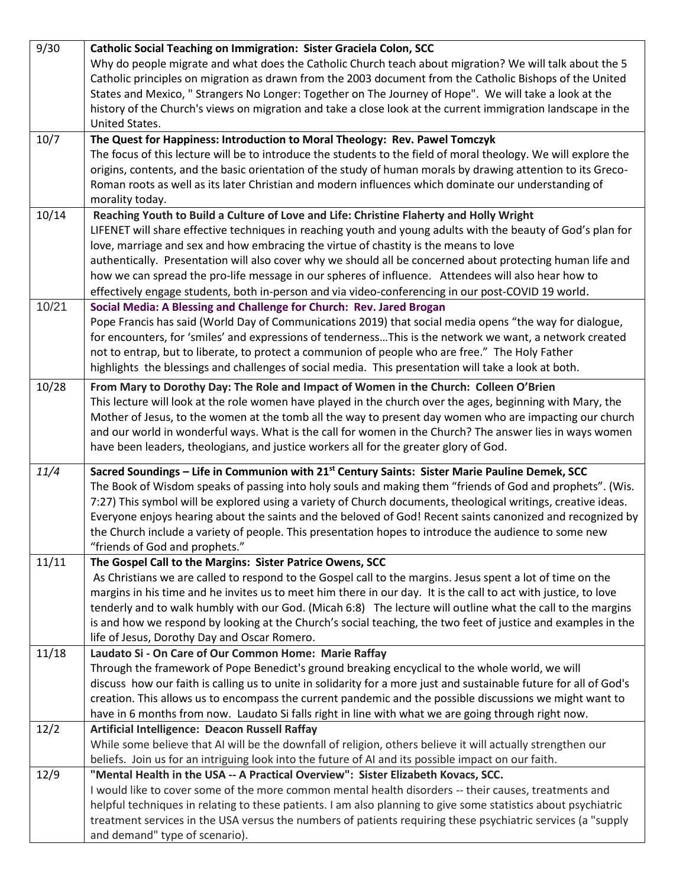| | |
|---|---|
| 9/30 | **Catholic Social Teaching on Immigration: Sister Graciela Colon, SCC**<br>Why do people migrate and what does the Catholic Church teach about migration? We will talk about the 5 Catholic principles on migration as drawn from the 2003 document from the Catholic Bishops of the United States and Mexico, " Strangers No Longer: Together on The Journey of Hope". We will take a look at the history of the Church's views on migration and take a close look at the current immigration landscape in the United States. |
| 10/7 | **The Quest for Happiness: Introduction to Moral Theology: Rev. Pawel Tomczyk**<br>The focus of this lecture will be to introduce the students to the field of moral theology. We will explore the origins, contents, and the basic orientation of the study of human morals by drawing attention to its Greco-Roman roots as well as its later Christian and modern influences which dominate our understanding of morality today. |
| 10/14 | **Reaching Youth to Build a Culture of Love and Life: Christine Flaherty and Holly Wright**<br>LIFENET will share effective techniques in reaching youth and young adults with the beauty of God's plan for love, marriage and sex and how embracing the virtue of chastity is the means to love authentically. Presentation will also cover why we should all be concerned about protecting human life and how we can spread the pro-life message in our spheres of influence. Attendees will also hear how to effectively engage students, both in-person and via video-conferencing in our post-COVID 19 world. |
| 10/21 | **Social Media: A Blessing and Challenge for Church: Rev. Jared Brogan**<br>Pope Francis has said (World Day of Communications 2019) that social media opens "the way for dialogue, for encounters, for 'smiles' and expressions of tenderness…This is the network we want, a network created not to entrap, but to liberate, to protect a communion of people who are free." The Holy Father highlights the blessings and challenges of social media. This presentation will take a look at both. |
| 10/28 | **From Mary to Dorothy Day: The Role and Impact of Women in the Church: Colleen O'Brien**<br>This lecture will look at the role women have played in the church over the ages, beginning with Mary, the Mother of Jesus, to the women at the tomb all the way to present day women who are impacting our church and our world in wonderful ways. What is the call for women in the Church? The answer lies in ways women have been leaders, theologians, and justice workers all for the greater glory of God. |
| *11/4* | **Sacred Soundings – Life in Communion with 21st Century Saints: Sister Marie Pauline Demek, SCC**<br>The Book of Wisdom speaks of passing into holy souls and making them "friends of God and prophets". (Wis. 7:27) This symbol will be explored using a variety of Church documents, theological writings, creative ideas. Everyone enjoys hearing about the saints and the beloved of God! Recent saints canonized and recognized by the Church include a variety of people. This presentation hopes to introduce the audience to some new "friends of God and prophets." |
| 11/11 | **The Gospel Call to the Margins: Sister Patrice Owens, SCC**<br>As Christians we are called to respond to the Gospel call to the margins. Jesus spent a lot of time on the margins in his time and he invites us to meet him there in our day. It is the call to act with justice, to love tenderly and to walk humbly with our God. (Micah 6:8) The lecture will outline what the call to the margins is and how we respond by looking at the Church's social teaching, the two feet of justice and examples in the life of Jesus, Dorothy Day and Oscar Romero. |
| 11/18 | **Laudato Si - On Care of Our Common Home: Marie Raffay**<br>Through the framework of Pope Benedict's ground breaking encyclical to the whole world, we will discuss how our faith is calling us to unite in solidarity for a more just and sustainable future for all of God's creation. This allows us to encompass the current pandemic and the possible discussions we might want to have in 6 months from now. Laudato Si falls right in line with what we are going through right now. |
| 12/2 | **Artificial Intelligence: Deacon Russell Raffay**<br>While some believe that AI will be the downfall of religion, others believe it will actually strengthen our beliefs. Join us for an intriguing look into the future of AI and its possible impact on our faith. |
| 12/9 | **"Mental Health in the USA -- A Practical Overview": Sister Elizabeth Kovacs, SCC.**<br>I would like to cover some of the more common mental health disorders -- their causes, treatments and helpful techniques in relating to these patients. I am also planning to give some statistics about psychiatric treatment services in the USA versus the numbers of patients requiring these psychiatric services (a "supply and demand" type of scenario). |